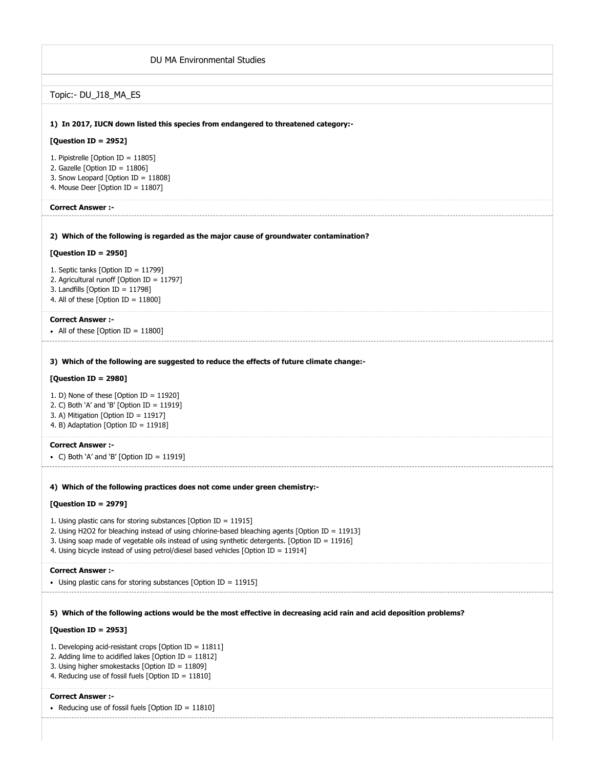DU MA Environmental Studies

Topic:- DU_J18_MA_ES

**1) In 2017, IUCN down listed this species from endangered to threatened category:-**

**[Question ID = 2952]**

1. Pipistrelle [Option ID = 11805]
2. Gazelle [Option ID = 11806]
3. Snow Leopard [Option ID = 11808]
4. Mouse Deer [Option ID = 11807]

**Correct Answer :-**

**2) Which of the following is regarded as the major cause of groundwater contamination?**

**[Question ID = 2950]**

1. Septic tanks [Option ID = 11799]
2. Agricultural runoff [Option ID = 11797]
3. Landfills [Option ID = 11798]
4. All of these [Option ID = 11800]

**Correct Answer :-**

- All of these [Option ID = 11800]

**3) Which of the following are suggested to reduce the effects of future climate change:-**

**[Question ID = 2980]**

1. D) None of these [Option ID = 11920]
2. C) Both 'A' and 'B' [Option ID = 11919]
3. A) Mitigation [Option ID = 11917]
4. B) Adaptation [Option ID = 11918]

**Correct Answer :-**

- C) Both 'A' and 'B' [Option ID = 11919]

**4) Which of the following practices does not come under green chemistry:-**

**[Question ID = 2979]**

1. Using plastic cans for storing substances [Option ID = 11915]
2. Using $H_2O_2$ for bleaching instead of using chlorine-based bleaching agents [Option ID = 11913]
3. Using soap made of vegetable oils instead of using synthetic detergents. [Option ID = 11916]
4. Using bicycle instead of using petrol/diesel based vehicles [Option ID = 11914]

**Correct Answer :-**

- Using plastic cans for storing substances [Option ID = 11915]

**5) Which of the following actions would be the most effective in decreasing acid rain and acid deposition problems?**

**[Question ID = 2953]**

1. Developing acid-resistant crops [Option ID = 11811]
2. Adding lime to acidified lakes [Option ID = 11812]
3. Using higher smokestacks [Option ID = 11809]
4. Reducing use of fossil fuels [Option ID = 11810]

**Correct Answer :-**

- Reducing use of fossil fuels [Option ID = 11810]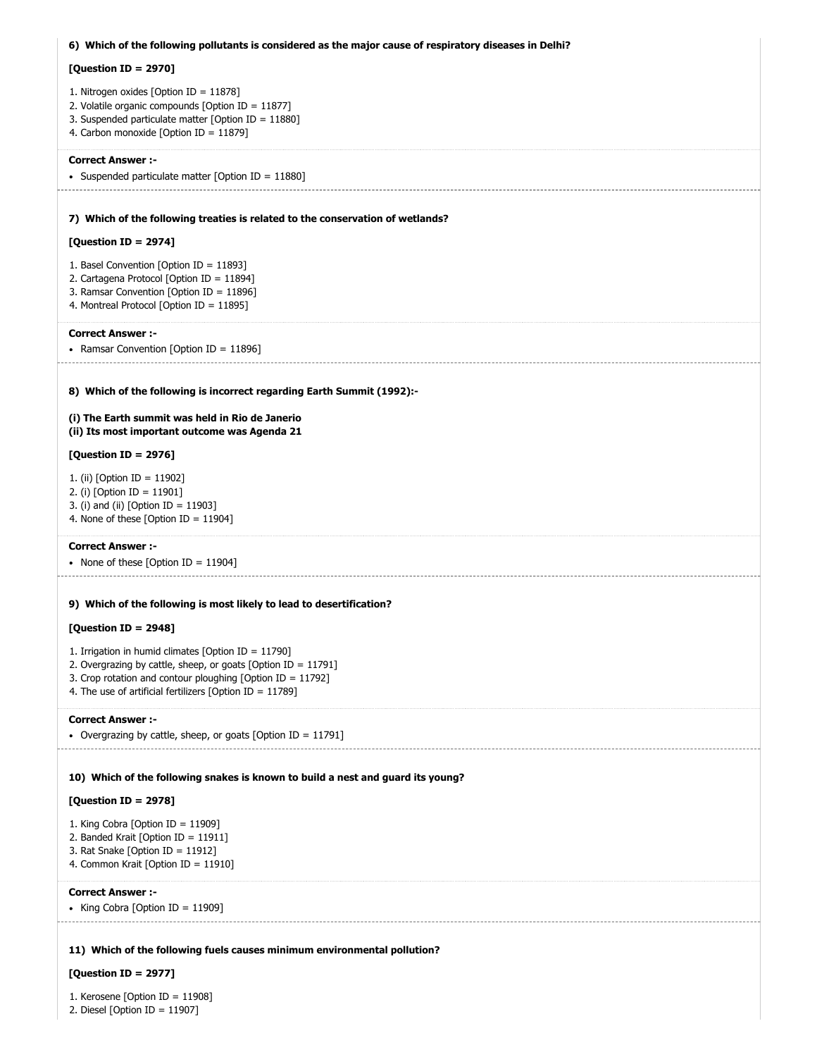**6) Which of the following pollutants is considered as the major cause of respiratory diseases in Delhi?**

**[Question ID = 2970]**

1. Nitrogen oxides [Option ID = 11878]
2. Volatile organic compounds [Option ID = 11877]
3. Suspended particulate matter [Option ID = 11880]
4. Carbon monoxide [Option ID = 11879]

**Correct Answer :-**

- Suspended particulate matter [Option ID = 11880]

**7) Which of the following treaties is related to the conservation of wetlands?**

**[Question ID = 2974]**

1. Basel Convention [Option ID = 11893]
2. Cartagena Protocol [Option ID = 11894]
3. Ramsar Convention [Option ID = 11896]
4. Montreal Protocol [Option ID = 11895]

**Correct Answer :-**

- Ramsar Convention [Option ID = 11896]

**8) Which of the following is incorrect regarding Earth Summit (1992):-**

**(i) The Earth summit was held in Rio de Janerio**
**(ii) Its most important outcome was Agenda 21**

**[Question ID = 2976]**

1. (ii) [Option ID = 11902]
2. (i) [Option ID = 11901]
3. (i) and (ii) [Option ID = 11903]
4. None of these [Option ID = 11904]

**Correct Answer :-**

- None of these [Option ID = 11904]

**9) Which of the following is most likely to lead to desertification?**

**[Question ID = 2948]**

1. Irrigation in humid climates [Option ID = 11790]
2. Overgrazing by cattle, sheep, or goats [Option ID = 11791]
3. Crop rotation and contour ploughing [Option ID = 11792]
4. The use of artificial fertilizers [Option ID = 11789]

**Correct Answer :-**

- Overgrazing by cattle, sheep, or goats [Option ID = 11791]

**10) Which of the following snakes is known to build a nest and guard its young?**

**[Question ID = 2978]**

1. King Cobra [Option ID = 11909]
2. Banded Krait [Option ID = 11911]
3. Rat Snake [Option ID = 11912]
4. Common Krait [Option ID = 11910]

**Correct Answer :-**

- King Cobra [Option ID = 11909]

**11) Which of the following fuels causes minimum environmental pollution?**

**[Question ID = 2977]**

1. Kerosene [Option ID = 11908]
2. Diesel [Option ID = 11907]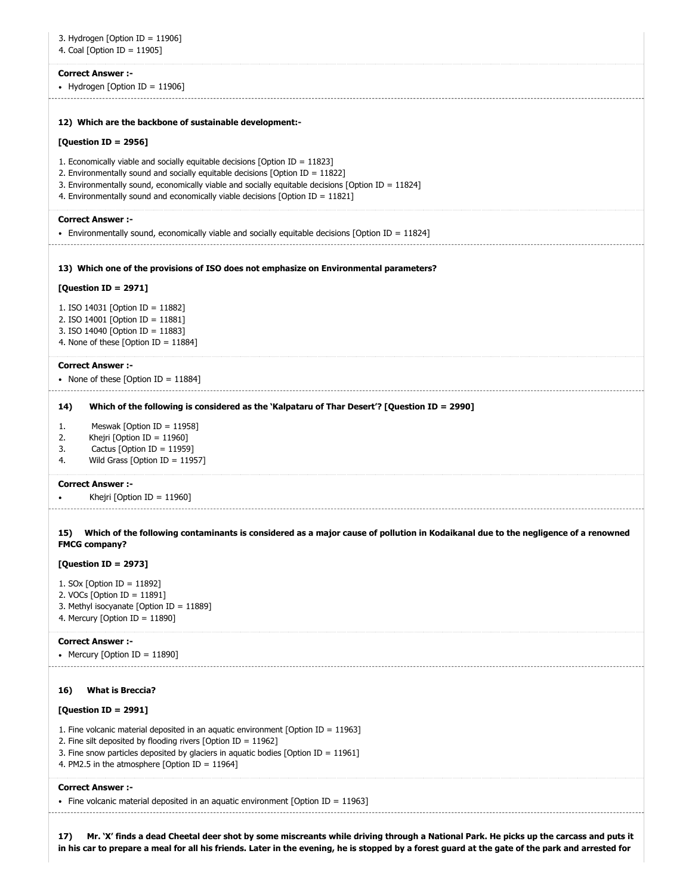3. Hydrogen [Option ID = 11906]
4. Coal [Option ID = 11905]

**Correct Answer :-**

- Hydrogen [Option ID = 11906]

---

**12) Which are the backbone of sustainable development:-**

**[Question ID = 2956]**

1. Economically viable and socially equitable decisions [Option ID = 11823]
2. Environmentally sound and socially equitable decisions [Option ID = 11822]
3. Environmentally sound, economically viable and socially equitable decisions [Option ID = 11824]
4. Environmentally sound and economically viable decisions [Option ID = 11821]

**Correct Answer :-**

- Environmentally sound, economically viable and socially equitable decisions [Option ID = 11824]

---

**13) Which one of the provisions of ISO does not emphasize on Environmental parameters?**

**[Question ID = 2971]**

1. ISO 14031 [Option ID = 11882]
2. ISO 14001 [Option ID = 11881]
3. ISO 14040 [Option ID = 11883]
4. None of these [Option ID = 11884]

**Correct Answer :-**

- None of these [Option ID = 11884]

---

**14) Which of the following is considered as the 'Kalpataru of Thar Desert'? [Question ID = 2990]**

1. Meswak [Option ID = 11958]
2. Khejri [Option ID = 11960]
3. Cactus [Option ID = 11959]
4. Wild Grass [Option ID = 11957]

**Correct Answer :-**

- Khejri [Option ID = 11960]

---

**15) Which of the following contaminants is considered as a major cause of pollution in Kodaikanal due to the negligence of a renowned FMCG company?**

**[Question ID = 2973]**

1. SOx [Option ID = 11892]
2. VOCs [Option ID = 11891]
3. Methyl isocyanate [Option ID = 11889]
4. Mercury [Option ID = 11890]

**Correct Answer :-**

- Mercury [Option ID = 11890]

---

**16) What is Breccia?**

**[Question ID = 2991]**

1. Fine volcanic material deposited in an aquatic environment [Option ID = 11963]
2. Fine silt deposited by flooding rivers [Option ID = 11962]
3. Fine snow particles deposited by glaciers in aquatic bodies [Option ID = 11961]
4. PM2.5 in the atmosphere [Option ID = 11964]

**Correct Answer :-**

- Fine volcanic material deposited in an aquatic environment [Option ID = 11963]

---

**17) Mr. 'X' finds a dead Cheetal deer shot by some miscreants while driving through a National Park. He picks up the carcass and puts it in his car to prepare a meal for all his friends. Later in the evening, he is stopped by a forest guard at the gate of the park and arrested for**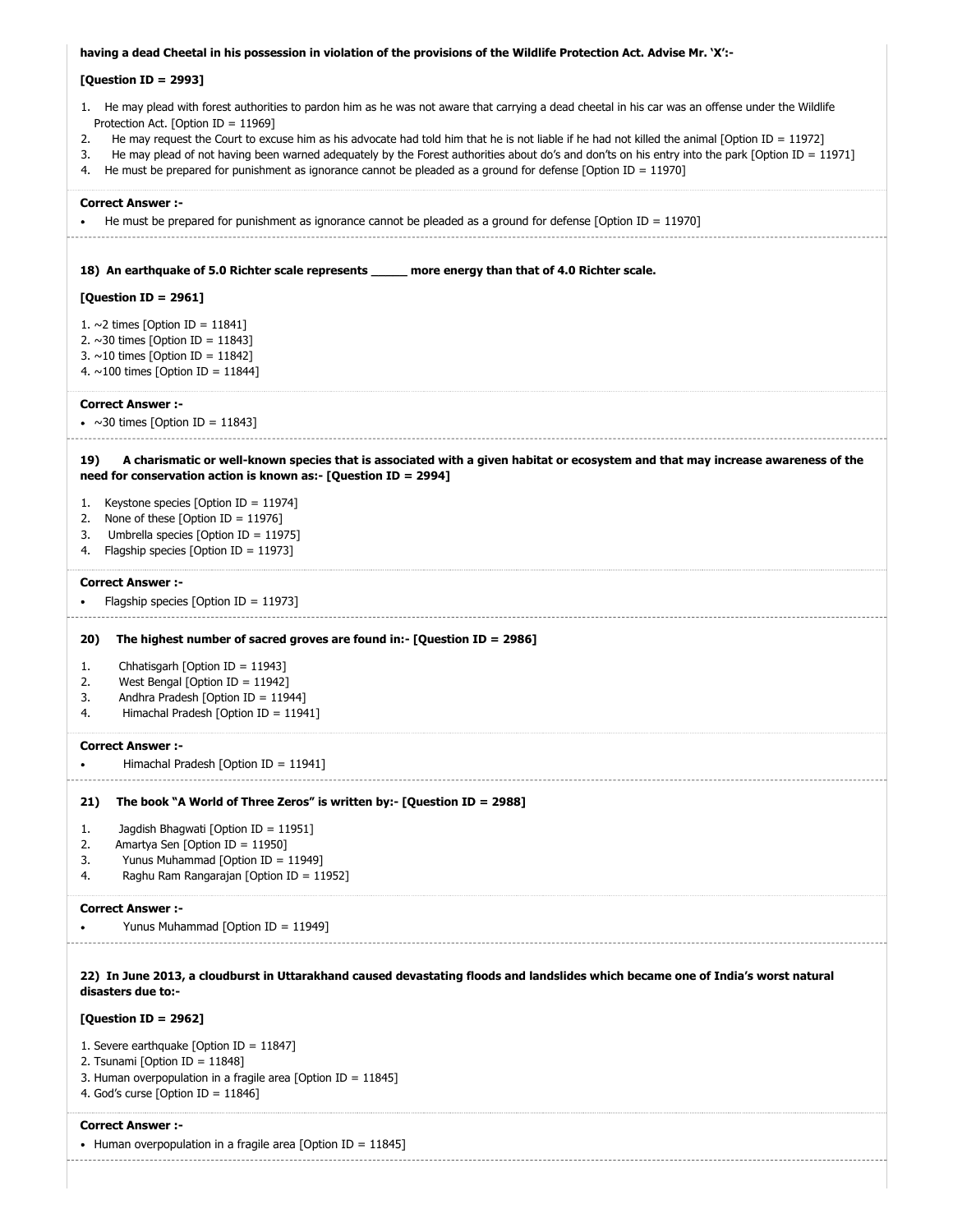**having a dead Cheetal in his possession in violation of the provisions of the Wildlife Protection Act. Advise Mr. 'X':-**

**[Question ID = 2993]**

1. He may plead with forest authorities to pardon him as he was not aware that carrying a dead cheetal in his car was an offense under the Wildlife Protection Act. [Option ID = 11969]
2. He may request the Court to excuse him as his advocate had told him that he is not liable if he had not killed the animal [Option ID = 11972]
3. He may plead of not having been warned adequately by the Forest authorities about do's and don'ts on his entry into the park [Option ID = 11971]
4. He must be prepared for punishment as ignorance cannot be pleaded as a ground for defense [Option ID = 11970]

**Correct Answer :-**

- He must be prepared for punishment as ignorance cannot be pleaded as a ground for defense [Option ID = 11970]

**18) An earthquake of 5.0 Richter scale represents _____ more energy than that of 4.0 Richter scale.**

**[Question ID = 2961]**

1. ~2 times [Option ID = 11841]
2. ~30 times [Option ID = 11843]
3. ~10 times [Option ID = 11842]
4. ~100 times [Option ID = 11844]

**Correct Answer :-**

- ~30 times [Option ID = 11843]

**19) A charismatic or well-known species that is associated with a given habitat or ecosystem and that may increase awareness of the need for conservation action is known as:- [Question ID = 2994]**

1. Keystone species [Option ID = 11974]
2. None of these [Option ID = 11976]
3. Umbrella species [Option ID = 11975]
4. Flagship species [Option ID = 11973]

**Correct Answer :-**

- Flagship species [Option ID = 11973]

**20) The highest number of sacred groves are found in:- [Question ID = 2986]**

1. Chhatisgarh [Option ID = 11943]
2. West Bengal [Option ID = 11942]
3. Andhra Pradesh [Option ID = 11944]
4. Himachal Pradesh [Option ID = 11941]

**Correct Answer :-**

- Himachal Pradesh [Option ID = 11941]

**21) The book "A World of Three Zeros" is written by:- [Question ID = 2988]**

1. Jagdish Bhagwati [Option ID = 11951]
2. Amartya Sen [Option ID = 11950]
3. Yunus Muhammad [Option ID = 11949]
4. Raghu Ram Rangarajan [Option ID = 11952]

**Correct Answer :-**

- Yunus Muhammad [Option ID = 11949]

**22) In June 2013, a cloudburst in Uttarakhand caused devastating floods and landslides which became one of India's worst natural disasters due to:-**

**[Question ID = 2962]**

1. Severe earthquake [Option ID = 11847]
2. Tsunami [Option ID = 11848]
3. Human overpopulation in a fragile area [Option ID = 11845]
4. God's curse [Option ID = 11846]

**Correct Answer :-**

- Human overpopulation in a fragile area [Option ID = 11845]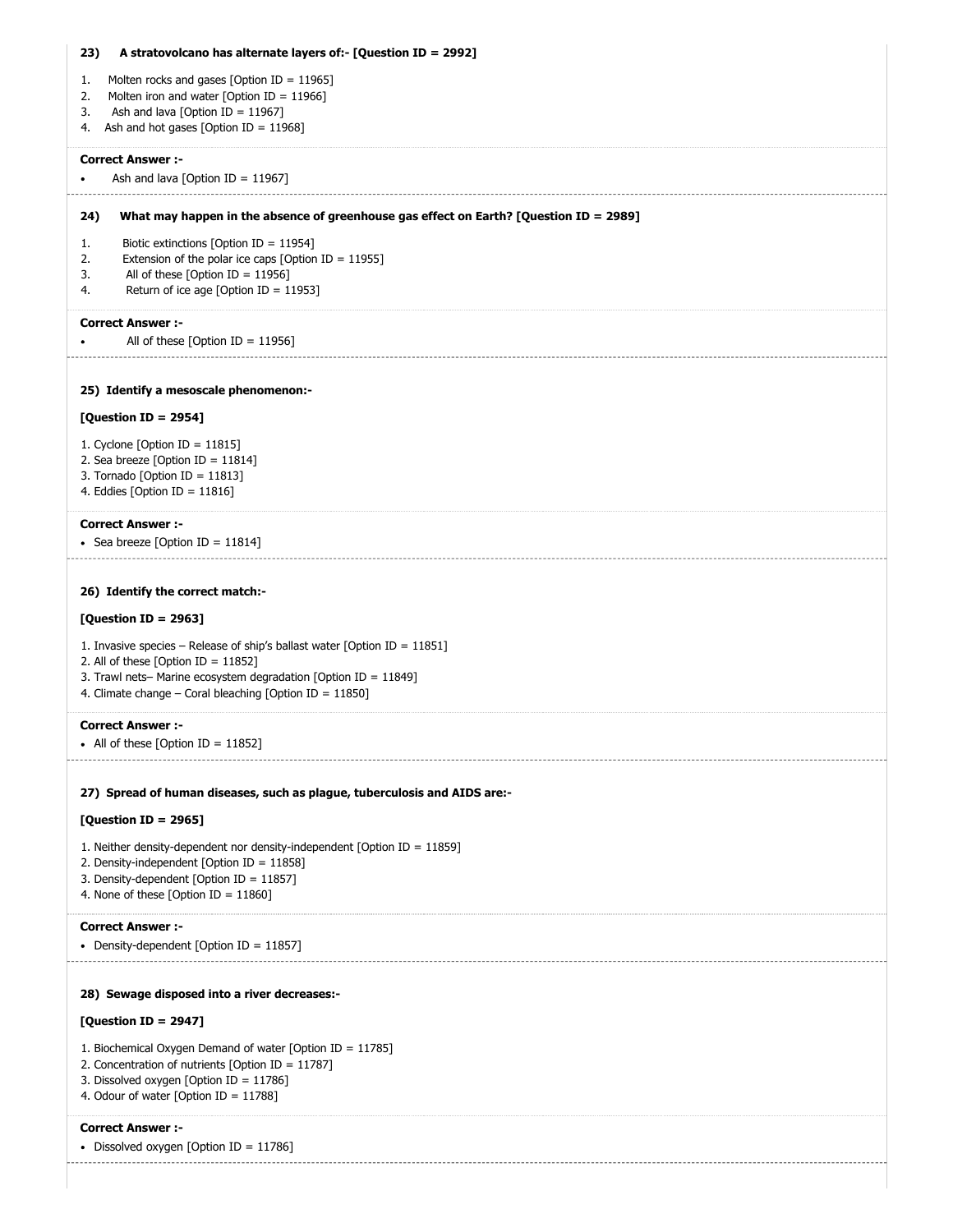**23) A stratovolcano has alternate layers of:- [Question ID = 2992]**

1. Molten rocks and gases [Option ID = 11965]
2. Molten iron and water [Option ID = 11966]
3. Ash and lava [Option ID = 11967]
4. Ash and hot gases [Option ID = 11968]

**Correct Answer :-**

- Ash and lava [Option ID = 11967]

---

**24) What may happen in the absence of greenhouse gas effect on Earth? [Question ID = 2989]**

1. Biotic extinctions [Option ID = 11954]
2. Extension of the polar ice caps [Option ID = 11955]
3. All of these [Option ID = 11956]
4. Return of ice age [Option ID = 11953]

**Correct Answer :-**

- All of these [Option ID = 11956]

---

**25) Identify a mesoscale phenomenon:-**

**[Question ID = 2954]**

1. Cyclone [Option ID = 11815]
2. Sea breeze [Option ID = 11814]
3. Tornado [Option ID = 11813]
4. Eddies [Option ID = 11816]

**Correct Answer :-**

- Sea breeze [Option ID = 11814]

---

**26) Identify the correct match:-**

**[Question ID = 2963]**

1. Invasive species – Release of ship's ballast water [Option ID = 11851]
2. All of these [Option ID = 11852]
3. Trawl nets– Marine ecosystem degradation [Option ID = 11849]
4. Climate change – Coral bleaching [Option ID = 11850]

**Correct Answer :-**

- All of these [Option ID = 11852]

---

**27) Spread of human diseases, such as plague, tuberculosis and AIDS are:-**

**[Question ID = 2965]**

1. Neither density-dependent nor density-independent [Option ID = 11859]
2. Density-independent [Option ID = 11858]
3. Density-dependent [Option ID = 11857]
4. None of these [Option ID = 11860]

**Correct Answer :-**

- Density-dependent [Option ID = 11857]

---

**28) Sewage disposed into a river decreases:-**

**[Question ID = 2947]**

1. Biochemical Oxygen Demand of water [Option ID = 11785]
2. Concentration of nutrients [Option ID = 11787]
3. Dissolved oxygen [Option ID = 11786]
4. Odour of water [Option ID = 11788]

**Correct Answer :-**

- Dissolved oxygen [Option ID = 11786]

---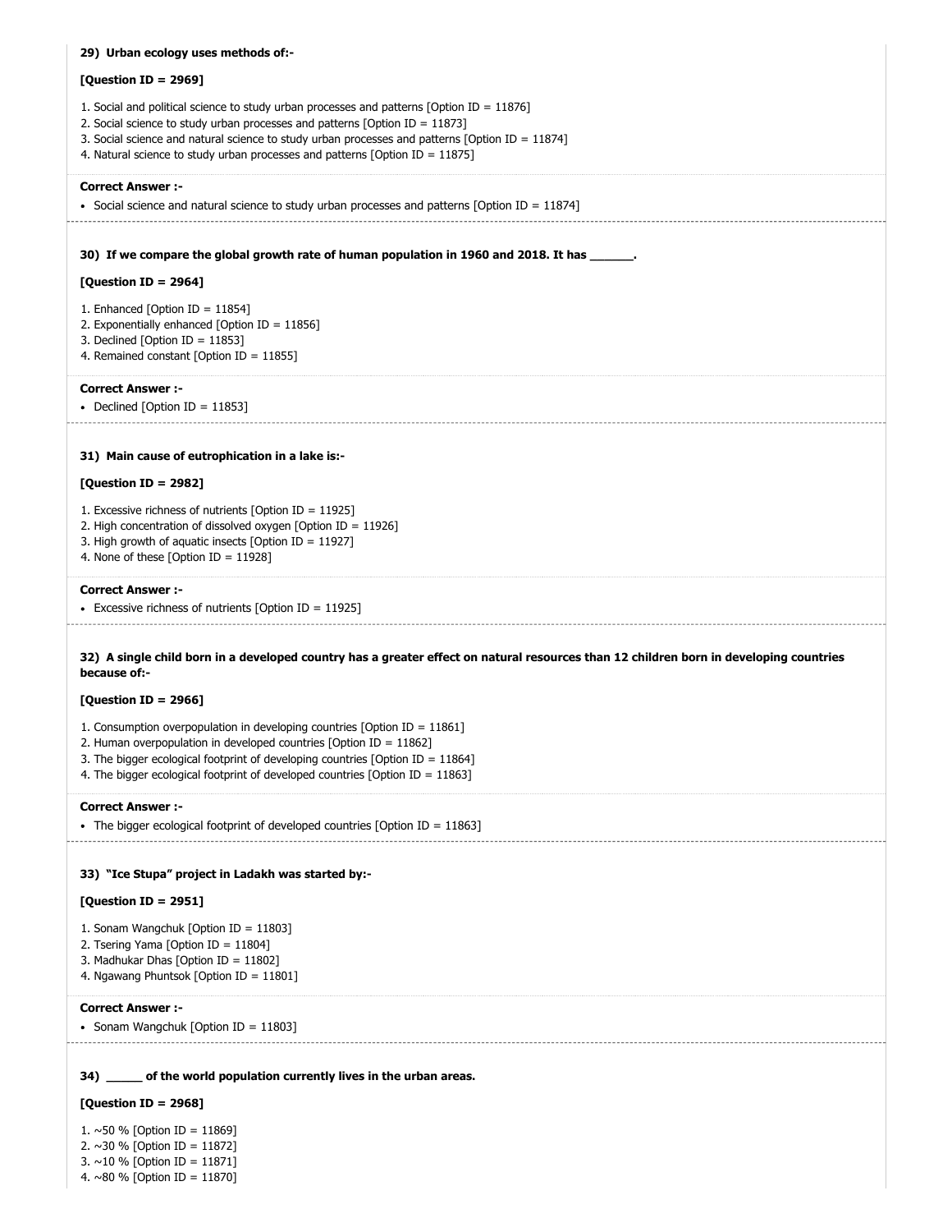**29) Urban ecology uses methods of:-**

**[Question ID = 2969]**

1. Social and political science to study urban processes and patterns [Option ID = 11876]
2. Social science to study urban processes and patterns [Option ID = 11873]
3. Social science and natural science to study urban processes and patterns [Option ID = 11874]
4. Natural science to study urban processes and patterns [Option ID = 11875]

**Correct Answer :-**

- Social science and natural science to study urban processes and patterns [Option ID = 11874]

---

**30) If we compare the global growth rate of human population in 1960 and 2018. It has _______.**

**[Question ID = 2964]**

1. Enhanced [Option ID = 11854]
2. Exponentially enhanced [Option ID = 11856]
3. Declined [Option ID = 11853]
4. Remained constant [Option ID = 11855]

**Correct Answer :-**

- Declined [Option ID = 11853]

---

**31) Main cause of eutrophication in a lake is:-**

**[Question ID = 2982]**

1. Excessive richness of nutrients [Option ID = 11925]
2. High concentration of dissolved oxygen [Option ID = 11926]
3. High growth of aquatic insects [Option ID = 11927]
4. None of these [Option ID = 11928]

**Correct Answer :-**

- Excessive richness of nutrients [Option ID = 11925]

---

**32) A single child born in a developed country has a greater effect on natural resources than 12 children born in developing countries because of:-**

**[Question ID = 2966]**

1. Consumption overpopulation in developing countries [Option ID = 11861]
2. Human overpopulation in developed countries [Option ID = 11862]
3. The bigger ecological footprint of developing countries [Option ID = 11864]
4. The bigger ecological footprint of developed countries [Option ID = 11863]

**Correct Answer :-**

- The bigger ecological footprint of developed countries [Option ID = 11863]

---

**33) "Ice Stupa" project in Ladakh was started by:-**

**[Question ID = 2951]**

1. Sonam Wangchuk [Option ID = 11803]
2. Tsering Yama [Option ID = 11804]
3. Madhukar Dhas [Option ID = 11802]
4. Ngawang Phuntsok [Option ID = 11801]

**Correct Answer :-**

- Sonam Wangchuk [Option ID = 11803]

---

**34) _____ of the world population currently lives in the urban areas.**

**[Question ID = 2968]**

1. ~50 % [Option ID = 11869]
2. ~30 % [Option ID = 11872]
3. ~10 % [Option ID = 11871]
4. ~80 % [Option ID = 11870]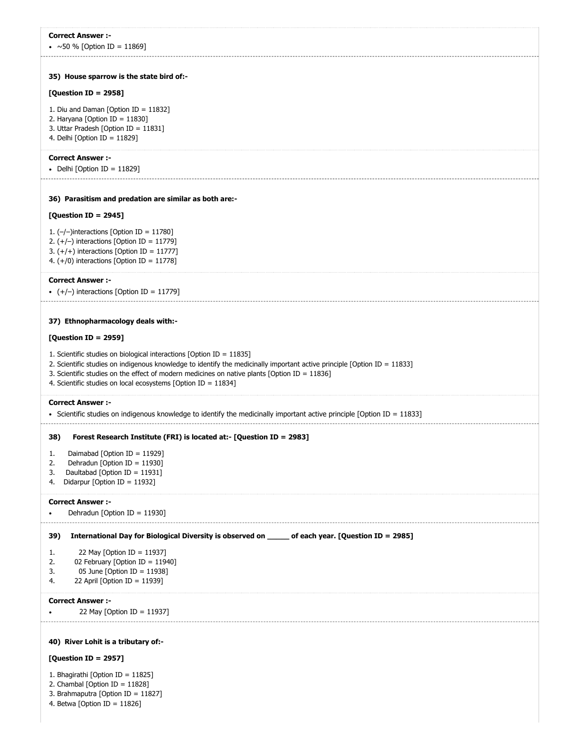**Correct Answer :-**

- ~50 % [Option ID = 11869]

**35) House sparrow is the state bird of:-**

**[Question ID = 2958]**

1. Diu and Daman [Option ID = 11832]
2. Haryana [Option ID = 11830]
3. Uttar Pradesh [Option ID = 11831]
4. Delhi [Option ID = 11829]

**Correct Answer :-**

- Delhi [Option ID = 11829]

**36) Parasitism and predation are similar as both are:-**

**[Question ID = 2945]**

1. (–/–)interactions [Option ID = 11780]
2. (+/–) interactions [Option ID = 11779]
3. (+/+) interactions [Option ID = 11777]
4. (+/0) interactions [Option ID = 11778]

**Correct Answer :-**

- (+/–) interactions [Option ID = 11779]

**37) Ethnopharmacology deals with:-**

**[Question ID = 2959]**

1. Scientific studies on biological interactions [Option ID = 11835]
2. Scientific studies on indigenous knowledge to identify the medicinally important active principle [Option ID = 11833]
3. Scientific studies on the effect of modern medicines on native plants [Option ID = 11836]
4. Scientific studies on local ecosystems [Option ID = 11834]

**Correct Answer :-**

- Scientific studies on indigenous knowledge to identify the medicinally important active principle [Option ID = 11833]

**38) Forest Research Institute (FRI) is located at:- [Question ID = 2983]**

1. Daimabad [Option ID = 11929]
2. Dehradun [Option ID = 11930]
3. Daultabad [Option ID = 11931]
4. Didarpur [Option ID = 11932]

**Correct Answer :-**

- Dehradun [Option ID = 11930]

**39) International Day for Biological Diversity is observed on _____ of each year. [Question ID = 2985]**

1. 22 May [Option ID = 11937]
2. 02 February [Option ID = 11940]
3. 05 June [Option ID = 11938]
4. 22 April [Option ID = 11939]

**Correct Answer :-**

- 22 May [Option ID = 11937]

**40) River Lohit is a tributary of:-**

**[Question ID = 2957]**

1. Bhagirathi [Option ID = 11825]
2. Chambal [Option ID = 11828]
3. Brahmaputra [Option ID = 11827]
4. Betwa [Option ID = 11826]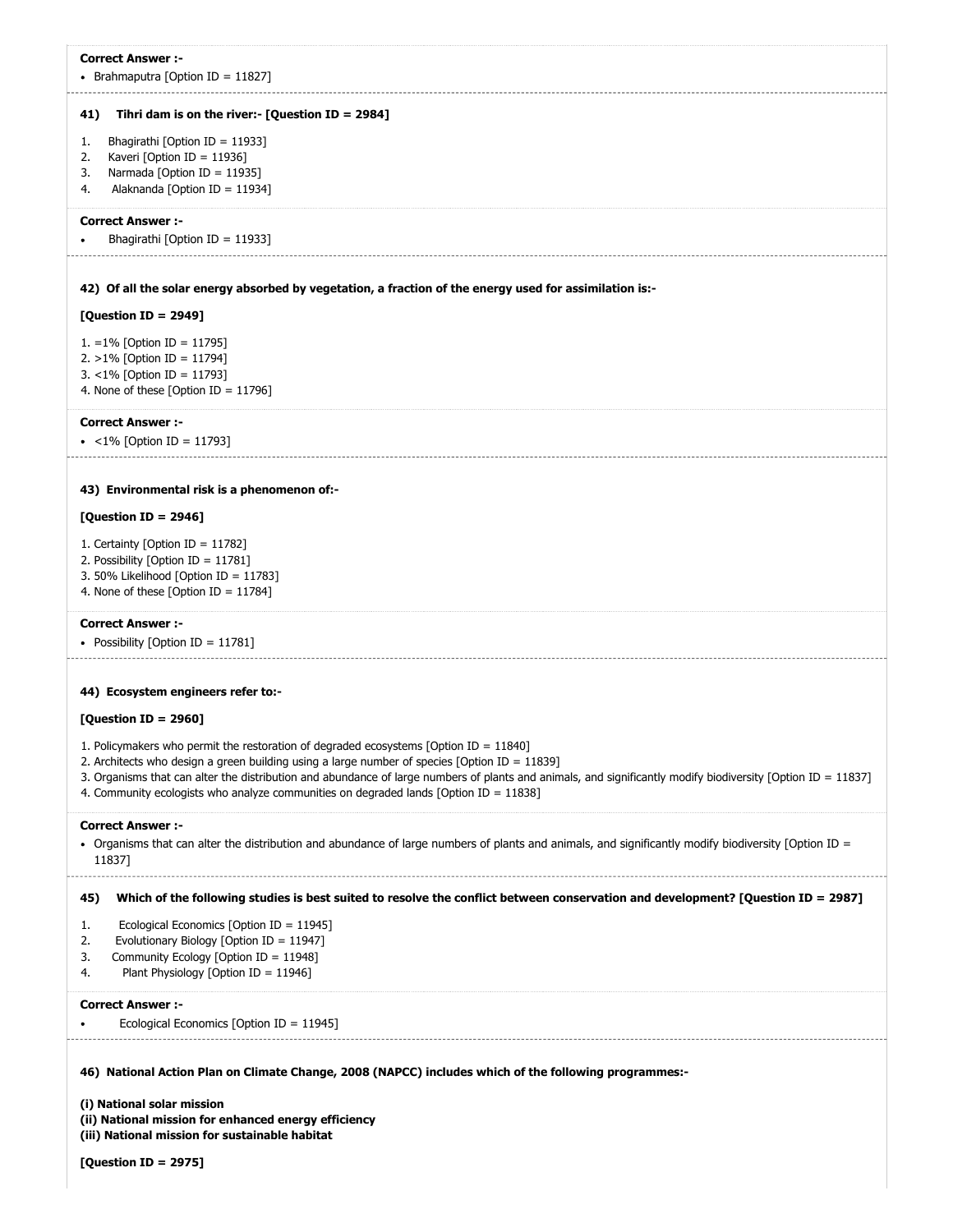**Correct Answer :-**

- Brahmaputra [Option ID = 11827]

**41) Tihri dam is on the river:- [Question ID = 2984]**

1. Bhagirathi [Option ID = 11933]
2. Kaveri [Option ID = 11936]
3. Narmada [Option ID = 11935]
4. Alaknanda [Option ID = 11934]

**Correct Answer :-**

- Bhagirathi [Option ID = 11933]

**42) Of all the solar energy absorbed by vegetation, a fraction of the energy used for assimilation is:-**

**[Question ID = 2949]**

1. =1% [Option ID = 11795]
2. >1% [Option ID = 11794]
3. <1% [Option ID = 11793]
4. None of these [Option ID = 11796]

**Correct Answer :-**

- <1% [Option ID = 11793]

**43) Environmental risk is a phenomenon of:-**

**[Question ID = 2946]**

1. Certainty [Option ID = 11782]
2. Possibility [Option ID = 11781]
3. 50% Likelihood [Option ID = 11783]
4. None of these [Option ID = 11784]

**Correct Answer :-**

- Possibility [Option ID = 11781]

**44) Ecosystem engineers refer to:-**

**[Question ID = 2960]**

1. Policymakers who permit the restoration of degraded ecosystems [Option ID = 11840]
2. Architects who design a green building using a large number of species [Option ID = 11839]
3. Organisms that can alter the distribution and abundance of large numbers of plants and animals, and significantly modify biodiversity [Option ID = 11837]
4. Community ecologists who analyze communities on degraded lands [Option ID = 11838]

**Correct Answer :-**

- Organisms that can alter the distribution and abundance of large numbers of plants and animals, and significantly modify biodiversity [Option ID = 11837]

**45) Which of the following studies is best suited to resolve the conflict between conservation and development? [Question ID = 2987]**

1. Ecological Economics [Option ID = 11945]
2. Evolutionary Biology [Option ID = 11947]
3. Community Ecology [Option ID = 11948]
4. Plant Physiology [Option ID = 11946]

**Correct Answer :-**

- Ecological Economics [Option ID = 11945]

**46) National Action Plan on Climate Change, 2008 (NAPCC) includes which of the following programmes:-**

**(i) National solar mission**
**(ii) National mission for enhanced energy efficiency**
**(iii) National mission for sustainable habitat**

**[Question ID = 2975]**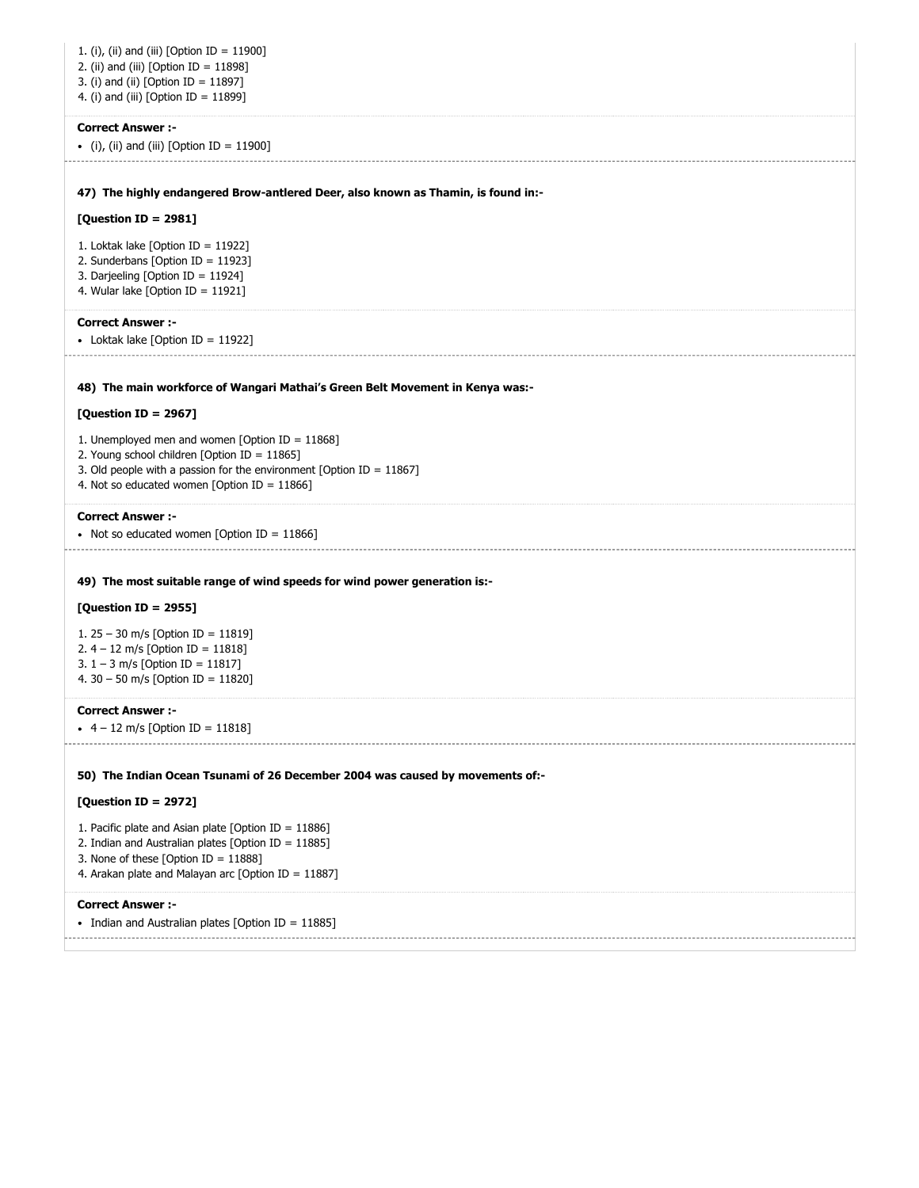1. (i), (ii) and (iii) [Option ID = 11900]
2. (ii) and (iii) [Option ID = 11898]
3. (i) and (ii) [Option ID = 11897]
4. (i) and (iii) [Option ID = 11899]

**Correct Answer :-**

- (i), (ii) and (iii) [Option ID = 11900]

---

**47) The highly endangered Brow-antlered Deer, also known as Thamin, is found in:-**

**[Question ID = 2981]**

1. Loktak lake [Option ID = 11922]
2. Sunderbans [Option ID = 11923]
3. Darjeeling [Option ID = 11924]
4. Wular lake [Option ID = 11921]

**Correct Answer :-**

- Loktak lake [Option ID = 11922]

---

**48) The main workforce of Wangari Mathai's Green Belt Movement in Kenya was:-**

**[Question ID = 2967]**

1. Unemployed men and women [Option ID = 11868]
2. Young school children [Option ID = 11865]
3. Old people with a passion for the environment [Option ID = 11867]
4. Not so educated women [Option ID = 11866]

**Correct Answer :-**

- Not so educated women [Option ID = 11866]

---

**49) The most suitable range of wind speeds for wind power generation is:-**

**[Question ID = 2955]**

1. 25 – 30 m/s [Option ID = 11819]
2. 4 – 12 m/s [Option ID = 11818]
3. 1 – 3 m/s [Option ID = 11817]
4. 30 – 50 m/s [Option ID = 11820]

**Correct Answer :-**

- 4 – 12 m/s [Option ID = 11818]

---

**50) The Indian Ocean Tsunami of 26 December 2004 was caused by movements of:-**

**[Question ID = 2972]**

1. Pacific plate and Asian plate [Option ID = 11886]
2. Indian and Australian plates [Option ID = 11885]
3. None of these [Option ID = 11888]
4. Arakan plate and Malayan arc [Option ID = 11887]

**Correct Answer :-**

- Indian and Australian plates [Option ID = 11885]